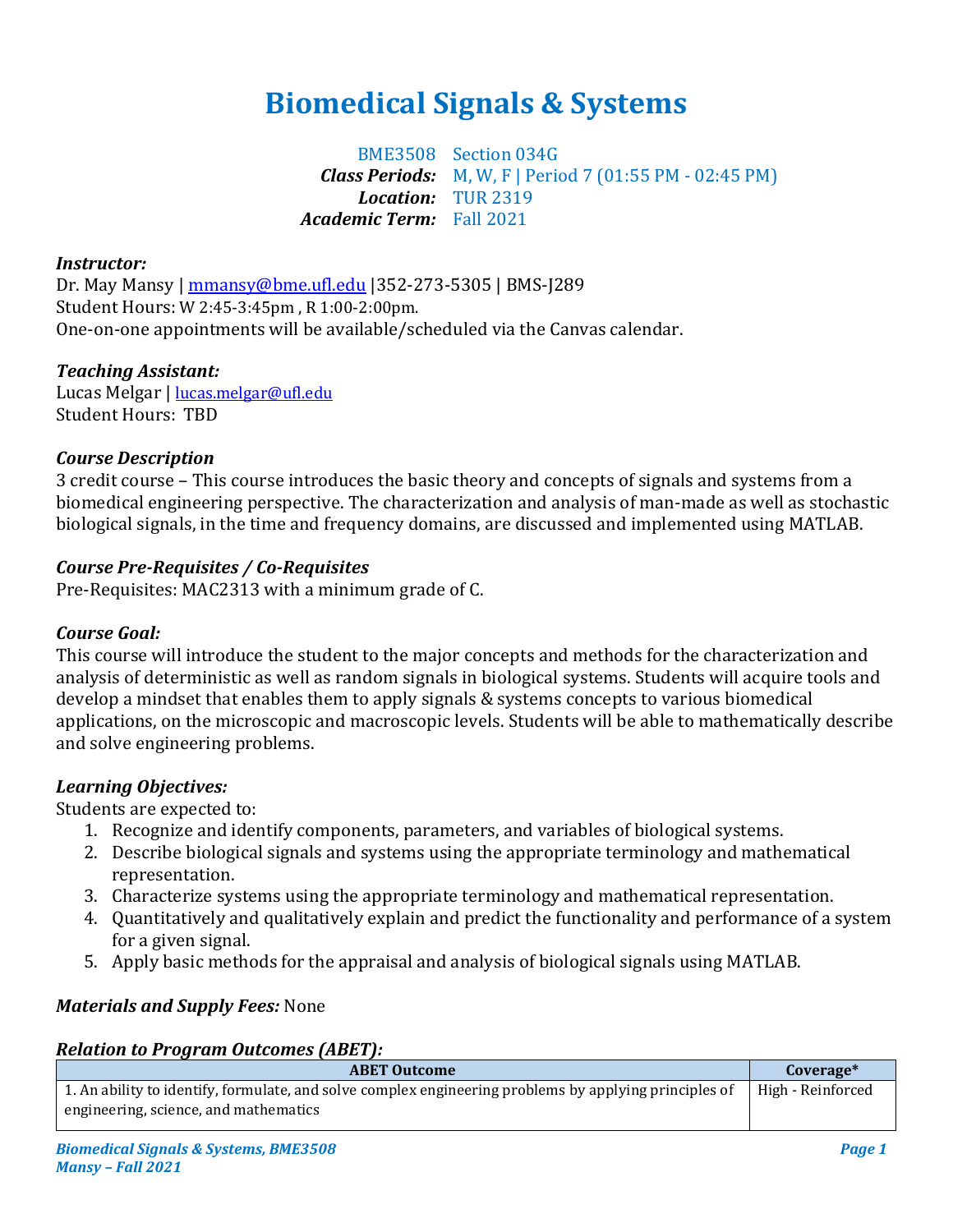# Biomedical Signals & Systems

BME3508 Section 034G
***Class Periods:*** M, W, F | Period 7 (01:55 PM - 02:45 PM)
***Location:*** TUR 2319
***Academic Term:*** Fall 2021

***Instructor:***
Dr. May Mansy | mmansy@bme.ufl.edu |352-273-5305 | BMS-J289
Student Hours: W 2:45-3:45pm , R 1:00-2:00pm.
One-on-one appointments will be available/scheduled via the Canvas calendar.

***Teaching Assistant:***
Lucas Melgar | lucas.melgar@ufl.edu
Student Hours: TBD

***Course Description***
3 credit course – This course introduces the basic theory and concepts of signals and systems from a biomedical engineering perspective. The characterization and analysis of man-made as well as stochastic biological signals, in the time and frequency domains, are discussed and implemented using MATLAB.

***Course Pre-Requisites / Co-Requisites***
Pre-Requisites: MAC2313 with a minimum grade of C.

***Course Goal:***
This course will introduce the student to the major concepts and methods for the characterization and analysis of deterministic as well as random signals in biological systems. Students will acquire tools and develop a mindset that enables them to apply signals & systems concepts to various biomedical applications, on the microscopic and macroscopic levels. Students will be able to mathematically describe and solve engineering problems.

***Learning Objectives:***
Students are expected to:

1. Recognize and identify components, parameters, and variables of biological systems.
2. Describe biological signals and systems using the appropriate terminology and mathematical representation.
3. Characterize systems using the appropriate terminology and mathematical representation.
4. Quantitatively and qualitatively explain and predict the functionality and performance of a system for a given signal.
5. Apply basic methods for the appraisal and analysis of biological signals using MATLAB.

***Materials and Supply Fees:*** None

***Relation to Program Outcomes (ABET):***

| ABET Outcome | Coverage* |
|---|---|
| 1. An ability to identify, formulate, and solve complex engineering problems by applying principles of engineering, science, and mathematics | High - Reinforced |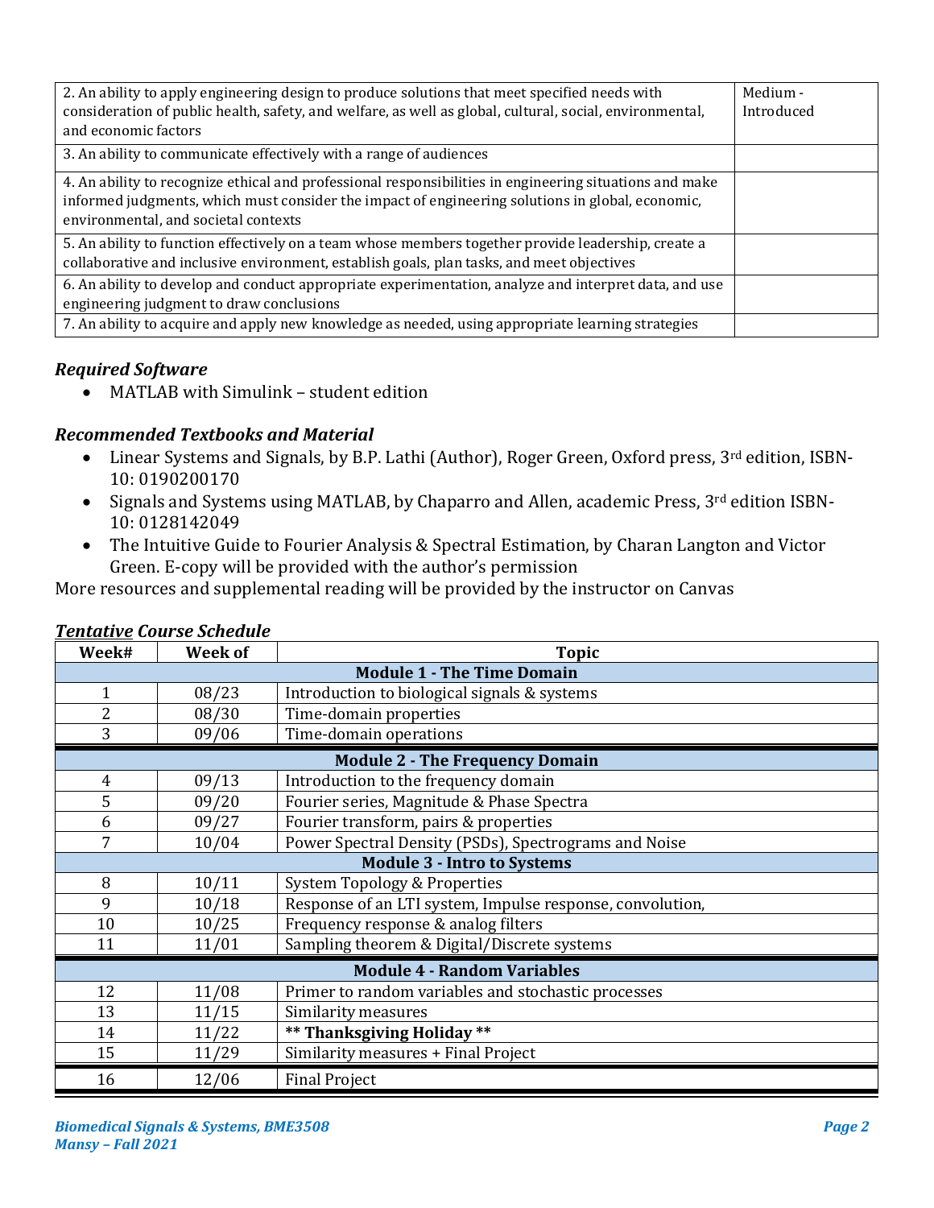| | |
|---|---|
| 2. An ability to apply engineering design to produce solutions that meet specified needs with consideration of public health, safety, and welfare, as well as global, cultural, social, environmental, and economic factors | Medium - Introduced |
| 3. An ability to communicate effectively with a range of audiences | |
| 4. An ability to recognize ethical and professional responsibilities in engineering situations and make informed judgments, which must consider the impact of engineering solutions in global, economic, environmental, and societal contexts | |
| 5. An ability to function effectively on a team whose members together provide leadership, create a collaborative and inclusive environment, establish goals, plan tasks, and meet objectives | |
| 6. An ability to develop and conduct appropriate experimentation, analyze and interpret data, and use engineering judgment to draw conclusions | |
| 7. An ability to acquire and apply new knowledge as needed, using appropriate learning strategies | |

### *Required Software*

- MATLAB with Simulink – student edition

### *Recommended Textbooks and Material*

- Linear Systems and Signals, by B.P. Lathi (Author), Roger Green, Oxford press, 3rd edition, ISBN-10: 0190200170
- Signals and Systems using MATLAB, by Chaparro and Allen, academic Press, 3rd edition ISBN-10: 0128142049
- The Intuitive Guide to Fourier Analysis & Spectral Estimation, by Charan Langton and Victor Green. E-copy will be provided with the author's permission

More resources and supplemental reading will be provided by the instructor on Canvas

### *Tentative Course Schedule*

| Week# | Week of | Topic |
|---|---|---|
| | | **Module 1 - The Time Domain** |
| 1 | 08/23 | Introduction to biological signals & systems |
| 2 | 08/30 | Time-domain properties |
| 3 | 09/06 | Time-domain operations |
| | | **Module 2 - The Frequency Domain** |
| 4 | 09/13 | Introduction to the frequency domain |
| 5 | 09/20 | Fourier series, Magnitude & Phase Spectra |
| 6 | 09/27 | Fourier transform, pairs & properties |
| 7 | 10/04 | Power Spectral Density (PSDs), Spectrograms and Noise |
| | | **Module 3 - Intro to Systems** |
| 8 | 10/11 | System Topology & Properties |
| 9 | 10/18 | Response of an LTI system, Impulse response, convolution, |
| 10 | 10/25 | Frequency response & analog filters |
| 11 | 11/01 | Sampling theorem & Digital/Discrete systems |
| | | **Module 4 - Random Variables** |
| 12 | 11/08 | Primer to random variables and stochastic processes |
| 13 | 11/15 | Similarity measures |
| 14 | 11/22 | **\*\* Thanksgiving Holiday \*\*** |
| 15 | 11/29 | Similarity measures + Final Project |
| 16 | 12/06 | Final Project |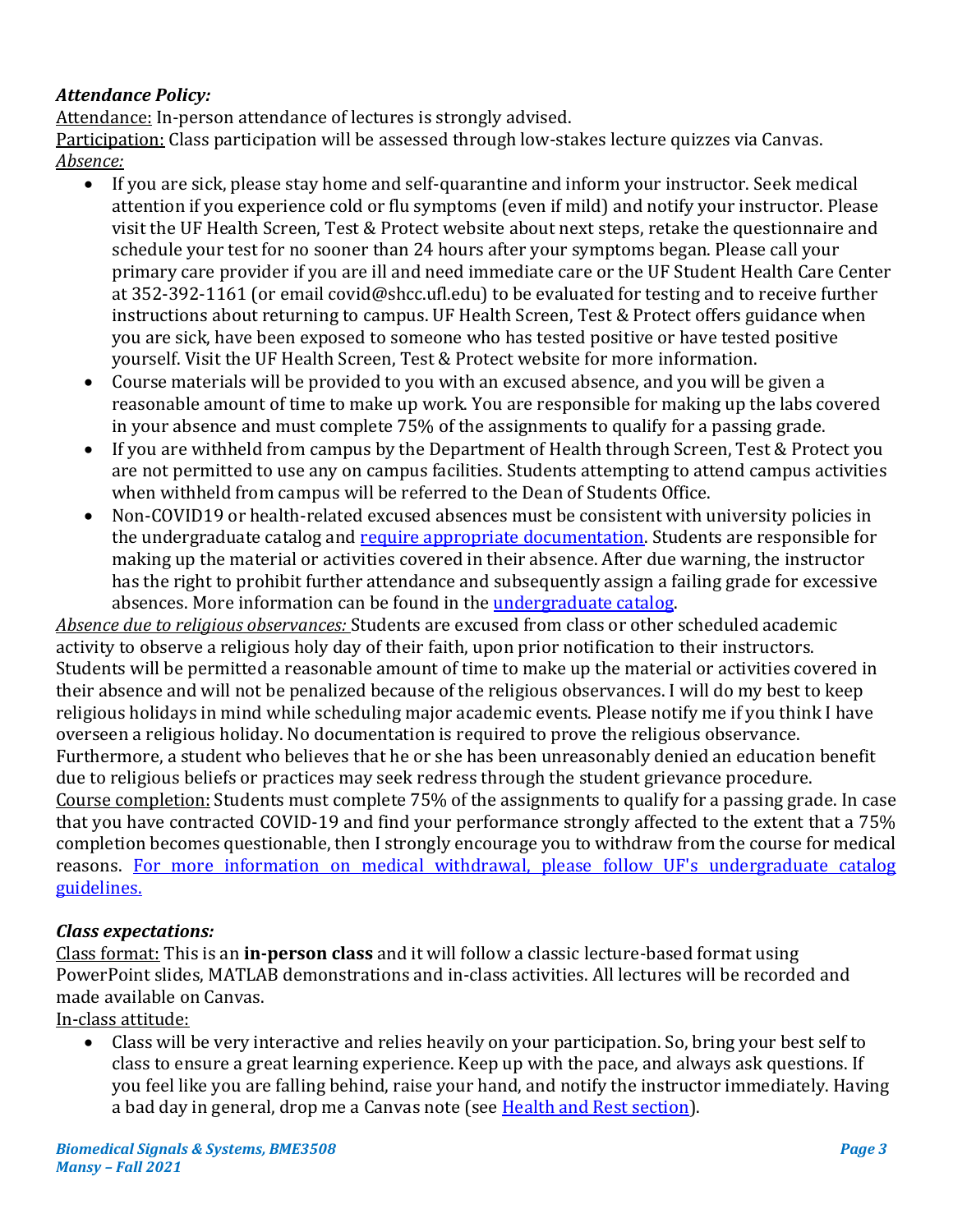### *Attendance Policy:*

Attendance: In-person attendance of lectures is strongly advised.
Participation: Class participation will be assessed through low-stakes lecture quizzes via Canvas.
*Absence:*

- If you are sick, please stay home and self-quarantine and inform your instructor. Seek medical attention if you experience cold or flu symptoms (even if mild) and notify your instructor. Please visit the UF Health Screen, Test & Protect website about next steps, retake the questionnaire and schedule your test for no sooner than 24 hours after your symptoms began. Please call your primary care provider if you are ill and need immediate care or the UF Student Health Care Center at 352-392-1161 (or email covid@shcc.ufl.edu) to be evaluated for testing and to receive further instructions about returning to campus. UF Health Screen, Test & Protect offers guidance when you are sick, have been exposed to someone who has tested positive or have tested positive yourself. Visit the UF Health Screen, Test & Protect website for more information.
- Course materials will be provided to you with an excused absence, and you will be given a reasonable amount of time to make up work. You are responsible for making up the labs covered in your absence and must complete 75% of the assignments to qualify for a passing grade.
- If you are withheld from campus by the Department of Health through Screen, Test & Protect you are not permitted to use any on campus facilities. Students attempting to attend campus activities when withheld from campus will be referred to the Dean of Students Office.
- Non-COVID19 or health-related excused absences must be consistent with university policies in the undergraduate catalog and [require appropriate documentation](). Students are responsible for making up the material or activities covered in their absence. After due warning, the instructor has the right to prohibit further attendance and subsequently assign a failing grade for excessive absences. More information can be found in the [undergraduate catalog]().

*Absence due to religious observances:* Students are excused from class or other scheduled academic activity to observe a religious holy day of their faith, upon prior notification to their instructors. Students will be permitted a reasonable amount of time to make up the material or activities covered in their absence and will not be penalized because of the religious observances. I will do my best to keep religious holidays in mind while scheduling major academic events. Please notify me if you think I have overseen a religious holiday. No documentation is required to prove the religious observance. Furthermore, a student who believes that he or she has been unreasonably denied an education benefit due to religious beliefs or practices may seek redress through the student grievance procedure.
Course completion: Students must complete 75% of the assignments to qualify for a passing grade. In case that you have contracted COVID-19 and find your performance strongly affected to the extent that a 75% completion becomes questionable, then I strongly encourage you to withdraw from the course for medical reasons. [For more information on medical withdrawal, please follow UF's undergraduate catalog guidelines.]()

### *Class expectations:*

Class format: This is an **in-person class** and it will follow a classic lecture-based format using PowerPoint slides, MATLAB demonstrations and in-class activities. All lectures will be recorded and made available on Canvas.
In-class attitude:

- Class will be very interactive and relies heavily on your participation. So, bring your best self to class to ensure a great learning experience. Keep up with the pace, and always ask questions. If you feel like you are falling behind, raise your hand, and notify the instructor immediately. Having a bad day in general, drop me a Canvas note (see [Health and Rest section]()).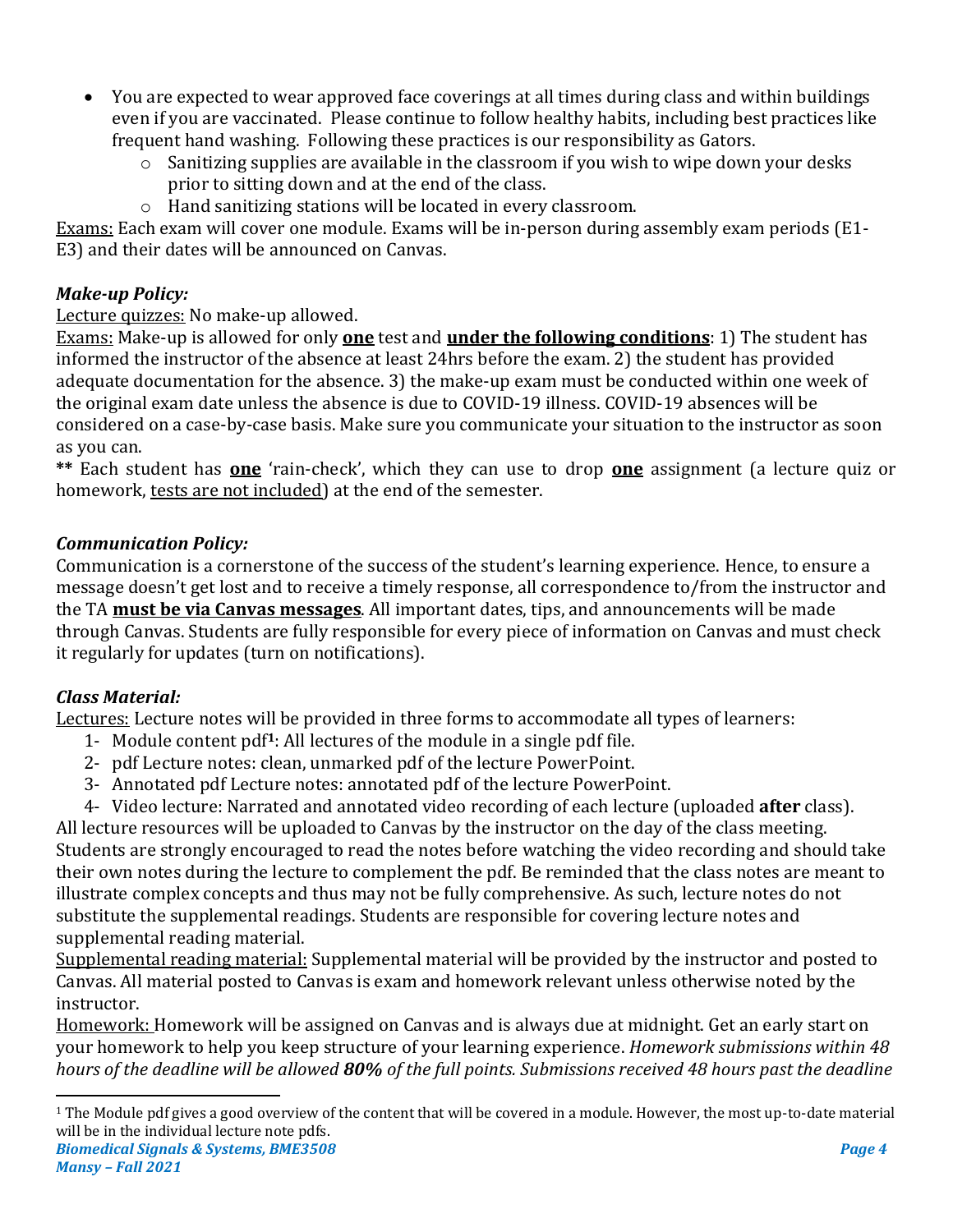- You are expected to wear approved face coverings at all times during class and within buildings even if you are vaccinated. Please continue to follow healthy habits, including best practices like frequent hand washing. Following these practices is our responsibility as Gators.
    - Sanitizing supplies are available in the classroom if you wish to wipe down your desks prior to sitting down and at the end of the class.
    - Hand sanitizing stations will be located in every classroom.

<u>Exams:</u> Each exam will cover one module. Exams will be in-person during assembly exam periods (E1-E3) and their dates will be announced on Canvas.

### *Make-up Policy:*

<u>Lecture quizzes:</u> No make-up allowed.

<u>Exams:</u> Make-up is allowed for only <u>**one**</u> test and <u>**under the following conditions**</u>: 1) The student has informed the instructor of the absence at least 24hrs before the exam. 2) the student has provided adequate documentation for the absence. 3) the make-up exam must be conducted within one week of the original exam date unless the absence is due to COVID-19 illness. COVID-19 absences will be considered on a case-by-case basis. Make sure you communicate your situation to the instructor as soon as you can.

**\*\*** Each student has <u>**one**</u> 'rain-check', which they can use to drop <u>**one**</u> assignment (a lecture quiz or homework, <u>tests are not included</u>) at the end of the semester.

### *Communication Policy:*

Communication is a cornerstone of the success of the student's learning experience. Hence, to ensure a message doesn't get lost and to receive a timely response, all correspondence to/from the instructor and the TA <u>**must be via Canvas messages**</u>. All important dates, tips, and announcements will be made through Canvas. Students are fully responsible for every piece of information on Canvas and must check it regularly for updates (turn on notifications).

### *Class Material:*

<u>Lectures:</u> Lecture notes will be provided in three forms to accommodate all types of learners:

1- Module content pdf[1]: All lectures of the module in a single pdf file.
2- pdf Lecture notes: clean, unmarked pdf of the lecture PowerPoint.
3- Annotated pdf Lecture notes: annotated pdf of the lecture PowerPoint.
4- Video lecture: Narrated and annotated video recording of each lecture (uploaded **after** class).

All lecture resources will be uploaded to Canvas by the instructor on the day of the class meeting. Students are strongly encouraged to read the notes before watching the video recording and should take their own notes during the lecture to complement the pdf. Be reminded that the class notes are meant to illustrate complex concepts and thus may not be fully comprehensive. As such, lecture notes do not substitute the supplemental readings. Students are responsible for covering lecture notes and supplemental reading material.

<u>Supplemental reading material:</u> Supplemental material will be provided by the instructor and posted to Canvas. All material posted to Canvas is exam and homework relevant unless otherwise noted by the instructor.

<u>Homework:</u> Homework will be assigned on Canvas and is always due at midnight. Get an early start on your homework to help you keep structure of your learning experience. *Homework submissions within 48 hours of the deadline will be allowed **80%** of the full points. Submissions received 48 hours past the deadline*

---

[1] The Module pdf gives a good overview of the content that will be covered in a module. However, the most up-to-date material will be in the individual lecture note pdfs.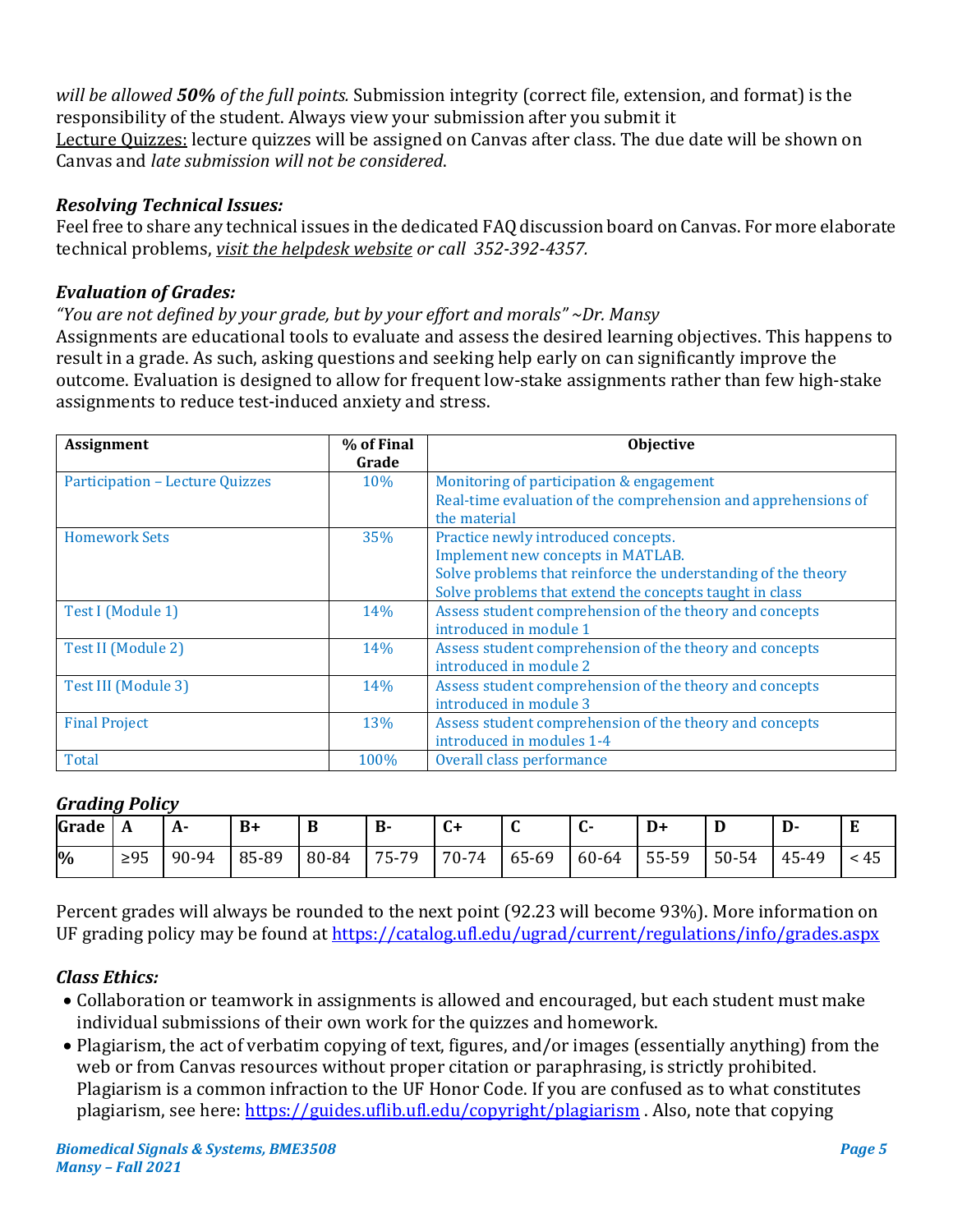*will be allowed **50%** of the full points.* Submission integrity (correct file, extension, and format) is the responsibility of the student. Always view your submission after you submit it

Lecture Quizzes: lecture quizzes will be assigned on Canvas after class. The due date will be shown on Canvas and *late submission will not be considered*.

### *Resolving Technical Issues:*

Feel free to share any technical issues in the dedicated FAQ discussion board on Canvas. For more elaborate technical problems, *visit the helpdesk website or call 352-392-4357.*

### *Evaluation of Grades:*

*"You are not defined by your grade, but by your effort and morals" ~Dr. Mansy*

Assignments are educational tools to evaluate and assess the desired learning objectives. This happens to result in a grade. As such, asking questions and seeking help early on can significantly improve the outcome. Evaluation is designed to allow for frequent low-stake assignments rather than few high-stake assignments to reduce test-induced anxiety and stress.

| Assignment | % of Final Grade | Objective |
|---|---|---|
| Participation – Lecture Quizzes | 10% | Monitoring of participation & engagement<br>Real-time evaluation of the comprehension and apprehensions of the material |
| Homework Sets | 35% | Practice newly introduced concepts.<br>Implement new concepts in MATLAB.<br>Solve problems that reinforce the understanding of the theory<br>Solve problems that extend the concepts taught in class |
| Test I (Module 1) | 14% | Assess student comprehension of the theory and concepts introduced in module 1 |
| Test II (Module 2) | 14% | Assess student comprehension of the theory and concepts introduced in module 2 |
| Test III (Module 3) | 14% | Assess student comprehension of the theory and concepts introduced in module 3 |
| Final Project | 13% | Assess student comprehension of the theory and concepts introduced in modules 1-4 |
| Total | 100% | Overall class performance |

### *Grading Policy*

| Grade | A | A- | B+ | B | B- | C+ | C | C- | D+ | D | D- | E |
|---|---|---|---|---|---|---|---|---|---|---|---|---|
| % | ≥95 | 90-94 | 85-89 | 80-84 | 75-79 | 70-74 | 65-69 | 60-64 | 55-59 | 50-54 | 45-49 | < 45 |

Percent grades will always be rounded to the next point (92.23 will become 93%). More information on UF grading policy may be found at https://catalog.ufl.edu/ugrad/current/regulations/info/grades.aspx

### *Class Ethics:*

- Collaboration or teamwork in assignments is allowed and encouraged, but each student must make individual submissions of their own work for the quizzes and homework.
- Plagiarism, the act of verbatim copying of text, figures, and/or images (essentially anything) from the web or from Canvas resources without proper citation or paraphrasing, is strictly prohibited. Plagiarism is a common infraction to the UF Honor Code. If you are confused as to what constitutes plagiarism, see here: https://guides.uflib.ufl.edu/copyright/plagiarism . Also, note that copying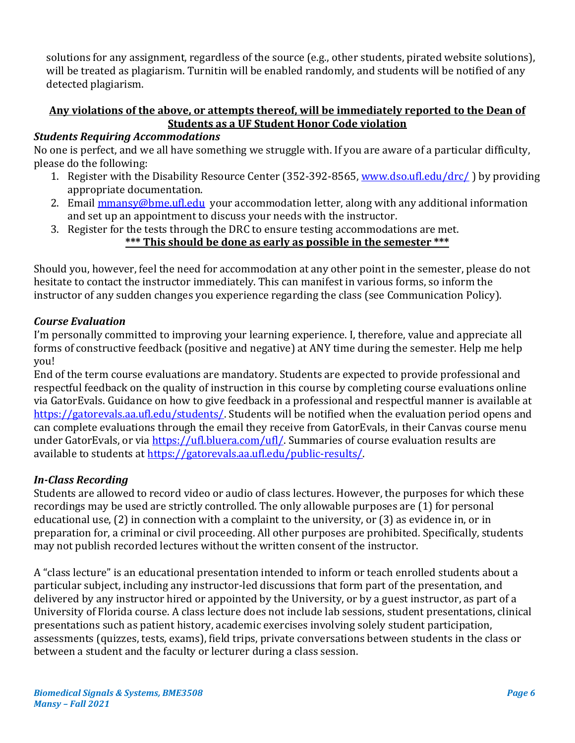solutions for any assignment, regardless of the source (e.g., other students, pirated website solutions), will be treated as plagiarism. Turnitin will be enabled randomly, and students will be notified of any detected plagiarism.

**Any violations of the above, or attempts thereof, will be immediately reported to the Dean of Students as a UF Student Honor Code violation**

### *Students Requiring Accommodations*

No one is perfect, and we all have something we struggle with. If you are aware of a particular difficulty, please do the following:

1. Register with the Disability Resource Center (352-392-8565, [www.dso.ufl.edu/drc/](www.dso.ufl.edu/drc/) ) by providing appropriate documentation.
2. Email [mmansy@bme.ufl.edu](mailto:mmansy@bme.ufl.edu) your accommodation letter, along with any additional information and set up an appointment to discuss your needs with the instructor.
3. Register for the tests through the DRC to ensure testing accommodations are met.
   **\*\*\* This should be done as early as possible in the semester \*\*\***

Should you, however, feel the need for accommodation at any other point in the semester, please do not hesitate to contact the instructor immediately. This can manifest in various forms, so inform the instructor of any sudden changes you experience regarding the class (see Communication Policy).

### *Course Evaluation*

I'm personally committed to improving your learning experience. I, therefore, value and appreciate all forms of constructive feedback (positive and negative) at ANY time during the semester. Help me help you!

End of the term course evaluations are mandatory. Students are expected to provide professional and respectful feedback on the quality of instruction in this course by completing course evaluations online via GatorEvals. Guidance on how to give feedback in a professional and respectful manner is available at [https://gatorevals.aa.ufl.edu/students/](https://gatorevals.aa.ufl.edu/students/). Students will be notified when the evaluation period opens and can complete evaluations through the email they receive from GatorEvals, in their Canvas course menu under GatorEvals, or via [https://ufl.bluera.com/ufl/](https://ufl.bluera.com/ufl/). Summaries of course evaluation results are available to students at [https://gatorevals.aa.ufl.edu/public-results/](https://gatorevals.aa.ufl.edu/public-results/).

### *In-Class Recording*

Students are allowed to record video or audio of class lectures. However, the purposes for which these recordings may be used are strictly controlled. The only allowable purposes are (1) for personal educational use, (2) in connection with a complaint to the university, or (3) as evidence in, or in preparation for, a criminal or civil proceeding. All other purposes are prohibited. Specifically, students may not publish recorded lectures without the written consent of the instructor.

A "class lecture" is an educational presentation intended to inform or teach enrolled students about a particular subject, including any instructor-led discussions that form part of the presentation, and delivered by any instructor hired or appointed by the University, or by a guest instructor, as part of a University of Florida course. A class lecture does not include lab sessions, student presentations, clinical presentations such as patient history, academic exercises involving solely student participation, assessments (quizzes, tests, exams), field trips, private conversations between students in the class or between a student and the faculty or lecturer during a class session.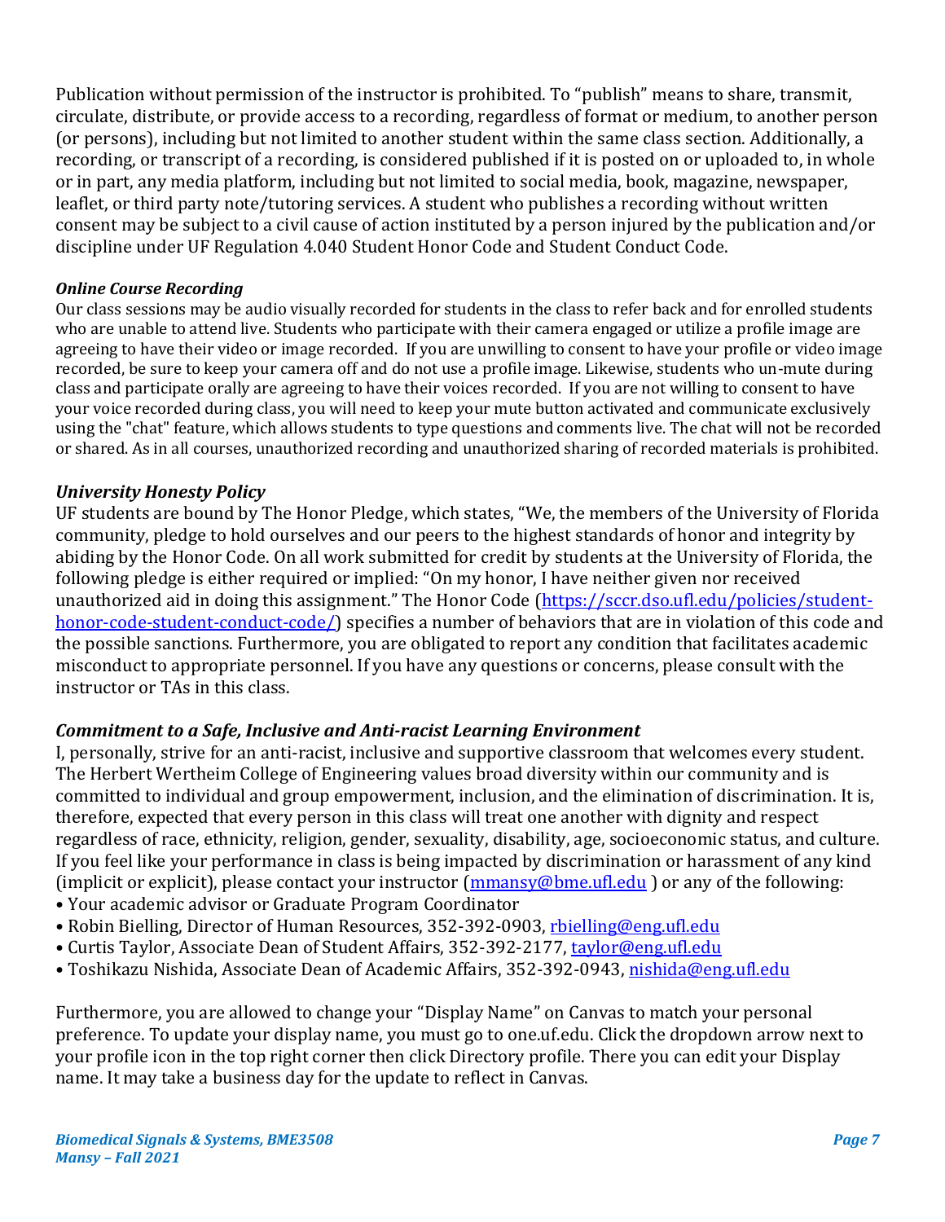Publication without permission of the instructor is prohibited. To "publish" means to share, transmit, circulate, distribute, or provide access to a recording, regardless of format or medium, to another person (or persons), including but not limited to another student within the same class section. Additionally, a recording, or transcript of a recording, is considered published if it is posted on or uploaded to, in whole or in part, any media platform, including but not limited to social media, book, magazine, newspaper, leaflet, or third party note/tutoring services. A student who publishes a recording without written consent may be subject to a civil cause of action instituted by a person injured by the publication and/or discipline under UF Regulation 4.040 Student Honor Code and Student Conduct Code.

#### *Online Course Recording*

Our class sessions may be audio visually recorded for students in the class to refer back and for enrolled students who are unable to attend live. Students who participate with their camera engaged or utilize a profile image are agreeing to have their video or image recorded. If you are unwilling to consent to have your profile or video image recorded, be sure to keep your camera off and do not use a profile image. Likewise, students who un-mute during class and participate orally are agreeing to have their voices recorded. If you are not willing to consent to have your voice recorded during class, you will need to keep your mute button activated and communicate exclusively using the "chat" feature, which allows students to type questions and comments live. The chat will not be recorded or shared. As in all courses, unauthorized recording and unauthorized sharing of recorded materials is prohibited.

### *University Honesty Policy*

UF students are bound by The Honor Pledge, which states, "We, the members of the University of Florida community, pledge to hold ourselves and our peers to the highest standards of honor and integrity by abiding by the Honor Code. On all work submitted for credit by students at the University of Florida, the following pledge is either required or implied: "On my honor, I have neither given nor received unauthorized aid in doing this assignment." The Honor Code ([https://sccr.dso.ufl.edu/policies/student-honor-code-student-conduct-code/](https://sccr.dso.ufl.edu/policies/student-honor-code-student-conduct-code/)) specifies a number of behaviors that are in violation of this code and the possible sanctions. Furthermore, you are obligated to report any condition that facilitates academic misconduct to appropriate personnel. If you have any questions or concerns, please consult with the instructor or TAs in this class.

### *Commitment to a Safe, Inclusive and Anti-racist Learning Environment*

I, personally, strive for an anti-racist, inclusive and supportive classroom that welcomes every student. The Herbert Wertheim College of Engineering values broad diversity within our community and is committed to individual and group empowerment, inclusion, and the elimination of discrimination. It is, therefore, expected that every person in this class will treat one another with dignity and respect regardless of race, ethnicity, religion, gender, sexuality, disability, age, socioeconomic status, and culture. If you feel like your performance in class is being impacted by discrimination or harassment of any kind (implicit or explicit), please contact your instructor (mmansy@bme.ufl.edu ) or any of the following:

- Your academic advisor or Graduate Program Coordinator
- Robin Bielling, Director of Human Resources, 352-392-0903, rbielling@eng.ufl.edu
- Curtis Taylor, Associate Dean of Student Affairs, 352-392-2177, taylor@eng.ufl.edu
- Toshikazu Nishida, Associate Dean of Academic Affairs, 352-392-0943, nishida@eng.ufl.edu

Furthermore, you are allowed to change your "Display Name" on Canvas to match your personal preference. To update your display name, you must go to one.uf.edu. Click the dropdown arrow next to your profile icon in the top right corner then click Directory profile. There you can edit your Display name. It may take a business day for the update to reflect in Canvas.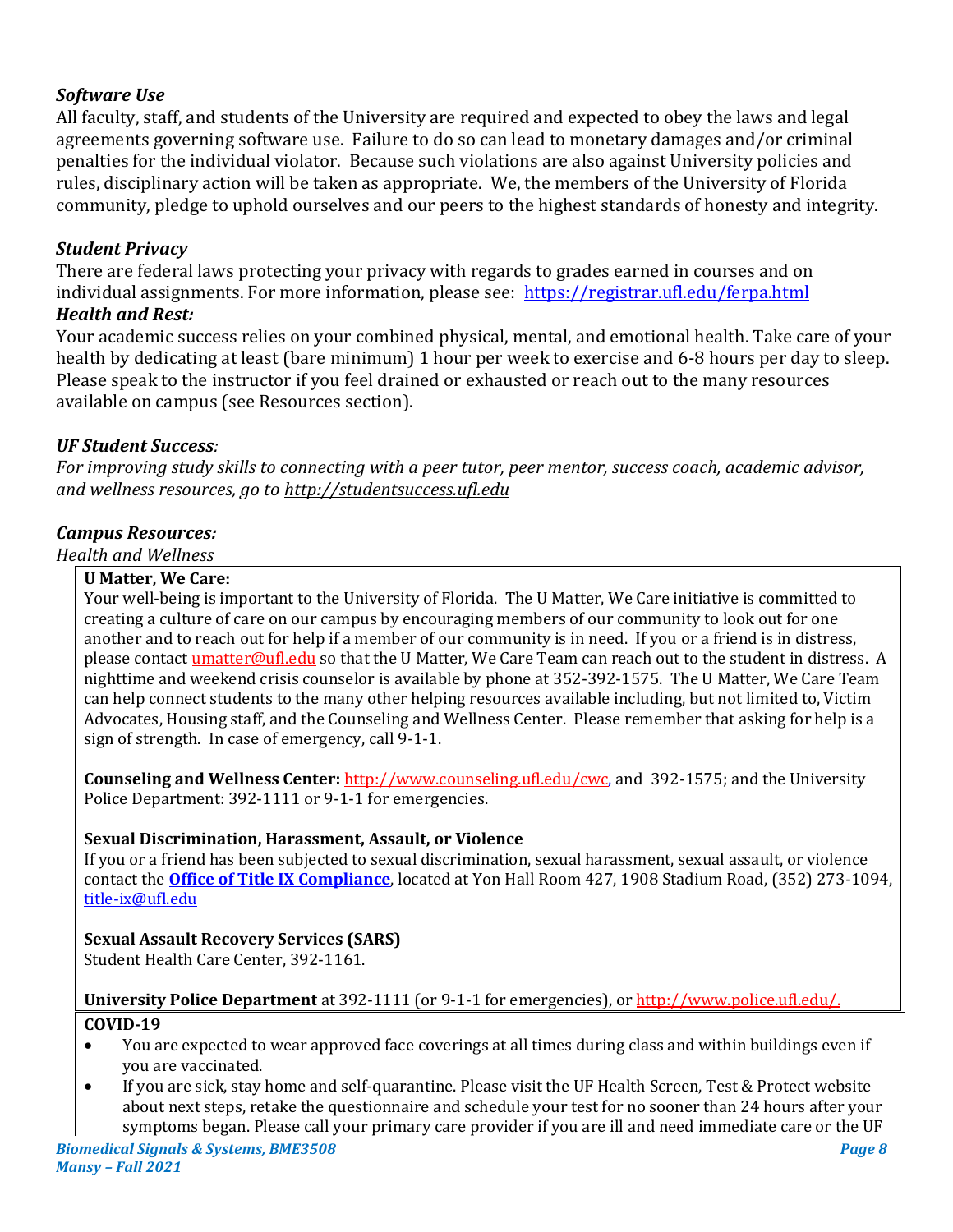### *Software Use*

All faculty, staff, and students of the University are required and expected to obey the laws and legal agreements governing software use. Failure to do so can lead to monetary damages and/or criminal penalties for the individual violator. Because such violations are also against University policies and rules, disciplinary action will be taken as appropriate. We, the members of the University of Florida community, pledge to uphold ourselves and our peers to the highest standards of honesty and integrity.

### *Student Privacy*

There are federal laws protecting your privacy with regards to grades earned in courses and on individual assignments. For more information, please see: https://registrar.ufl.edu/ferpa.html

### *Health and Rest:*

Your academic success relies on your combined physical, mental, and emotional health. Take care of your health by dedicating at least (bare minimum) 1 hour per week to exercise and 6-8 hours per day to sleep. Please speak to the instructor if you feel drained or exhausted or reach out to the many resources available on campus (see Resources section).

### *UF Student Success:*

*For improving study skills to connecting with a peer tutor, peer mentor, success coach, academic advisor, and wellness resources, go to http://studentsuccess.ufl.edu*

### *Campus Resources:*

*Health and Wellness*

**U Matter, We Care:**
Your well-being is important to the University of Florida. The U Matter, We Care initiative is committed to creating a culture of care on our campus by encouraging members of our community to look out for one another and to reach out for help if a member of our community is in need. If you or a friend is in distress, please contact umatter@ufl.edu so that the U Matter, We Care Team can reach out to the student in distress. A nighttime and weekend crisis counselor is available by phone at 352-392-1575. The U Matter, We Care Team can help connect students to the many other helping resources available including, but not limited to, Victim Advocates, Housing staff, and the Counseling and Wellness Center. Please remember that asking for help is a sign of strength. In case of emergency, call 9-1-1.

**Counseling and Wellness Center:** http://www.counseling.ufl.edu/cwc, and 392-1575; and the University Police Department: 392-1111 or 9-1-1 for emergencies.

**Sexual Discrimination, Harassment, Assault, or Violence**
If you or a friend has been subjected to sexual discrimination, sexual harassment, sexual assault, or violence contact the **Office of Title IX Compliance**, located at Yon Hall Room 427, 1908 Stadium Road, (352) 273-1094, title-ix@ufl.edu

**Sexual Assault Recovery Services (SARS)**
Student Health Care Center, 392-1161.

**University Police Department** at 392-1111 (or 9-1-1 for emergencies), or http://www.police.ufl.edu/.

**COVID-19**

- You are expected to wear approved face coverings at all times during class and within buildings even if you are vaccinated.
- If you are sick, stay home and self-quarantine. Please visit the UF Health Screen, Test & Protect website about next steps, retake the questionnaire and schedule your test for no sooner than 24 hours after your symptoms began. Please call your primary care provider if you are ill and need immediate care or the UF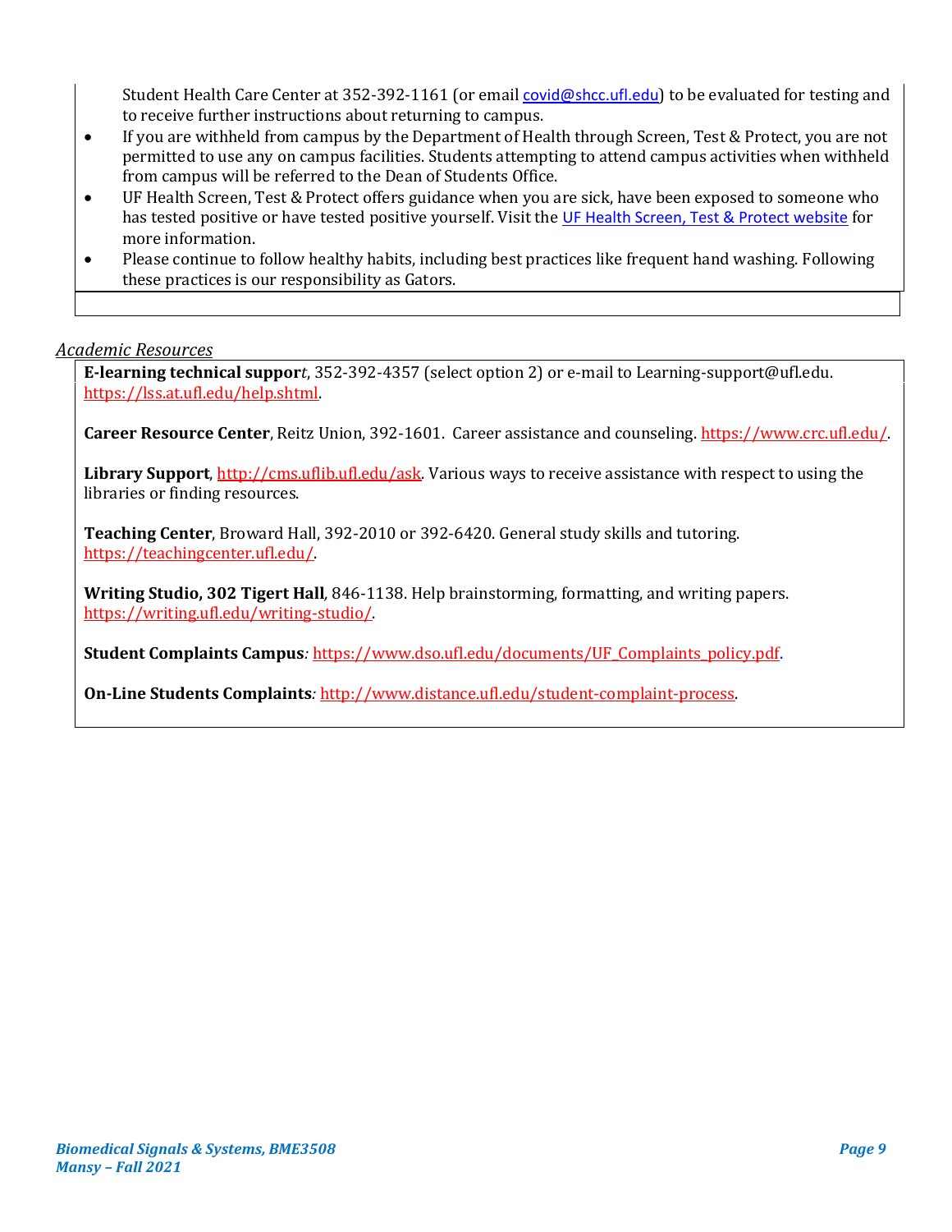Student Health Care Center at 352-392-1161 (or email covid@shcc.ufl.edu) to be evaluated for testing and to receive further instructions about returning to campus.

- If you are withheld from campus by the Department of Health through Screen, Test & Protect, you are not permitted to use any on campus facilities. Students attempting to attend campus activities when withheld from campus will be referred to the Dean of Students Office.
- UF Health Screen, Test & Protect offers guidance when you are sick, have been exposed to someone who has tested positive or have tested positive yourself. Visit the UF Health Screen, Test & Protect website for more information.
- Please continue to follow healthy habits, including best practices like frequent hand washing. Following these practices is our responsibility as Gators.

*Academic Resources*

**E-learning technical support**, 352-392-4357 (select option 2) or e-mail to Learning-support@ufl.edu. https://lss.at.ufl.edu/help.shtml.

**Career Resource Center**, Reitz Union, 392-1601. Career assistance and counseling. https://www.crc.ufl.edu/.

**Library Support**, http://cms.uflib.ufl.edu/ask. Various ways to receive assistance with respect to using the libraries or finding resources.

**Teaching Center**, Broward Hall, 392-2010 or 392-6420. General study skills and tutoring. https://teachingcenter.ufl.edu/.

**Writing Studio, 302 Tigert Hall**, 846-1138. Help brainstorming, formatting, and writing papers. https://writing.ufl.edu/writing-studio/.

**Student Complaints Campus**: https://www.dso.ufl.edu/documents/UF_Complaints_policy.pdf.

**On-Line Students Complaints**: http://www.distance.ufl.edu/student-complaint-process.